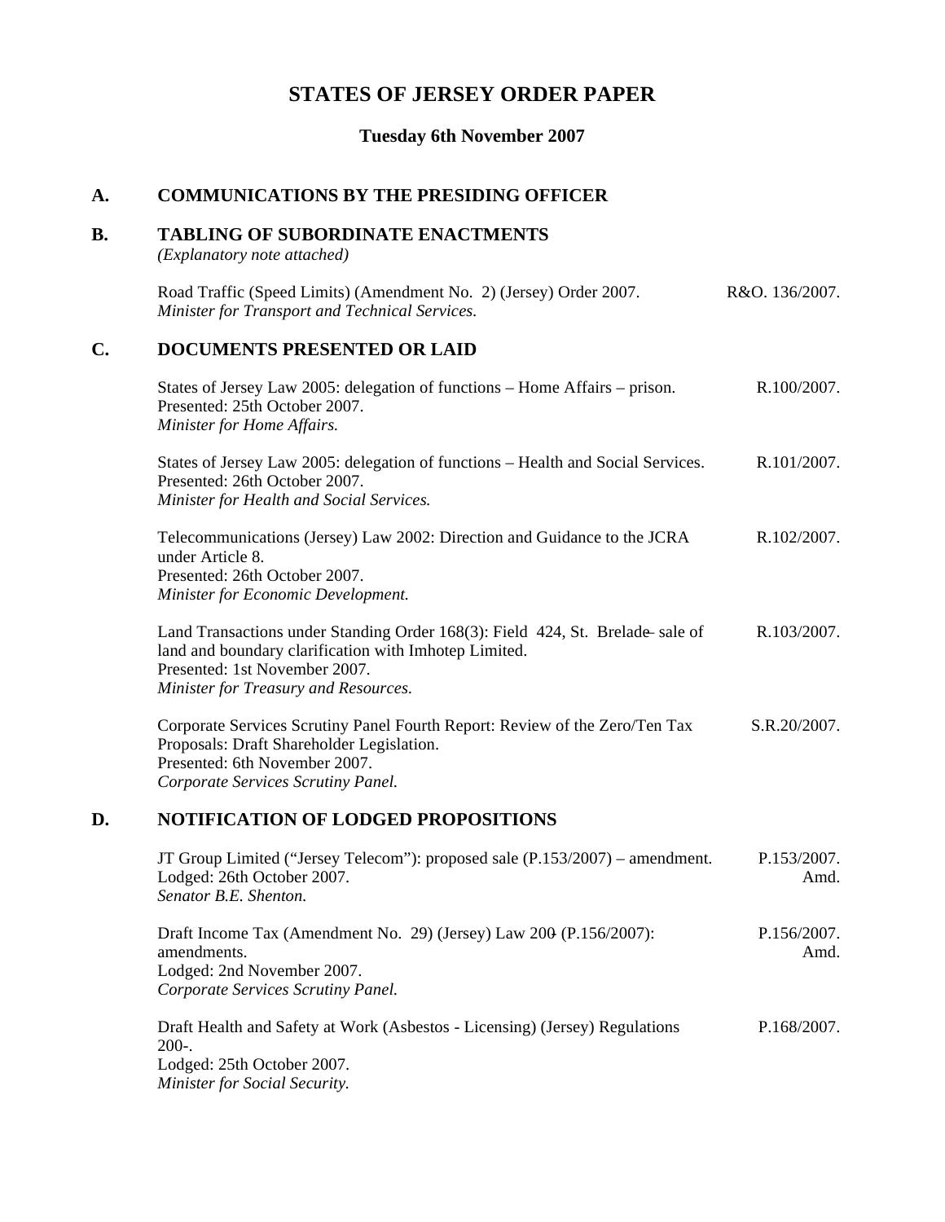# STATES OF JERSEY ORDER PAPER

### Tuesday 6th November 2007

## A. COMMUNICATIONS BY THE PRESIDING OFFICER

## B. TABLING OF SUBORDINATE ENACTMENTS

*(Explanatory note attached)*

Road Traffic (Speed Limits) (Amendment No. 2) (Jersey) Order 2007. — R&O. 136/2007.
*Minister for Transport and Technical Services.*

## C. DOCUMENTS PRESENTED OR LAID

States of Jersey Law 2005: delegation of functions – Home Affairs – prison. — R.100/2007.
Presented: 25th October 2007.
*Minister for Home Affairs.*

States of Jersey Law 2005: delegation of functions – Health and Social Services. — R.101/2007.
Presented: 26th October 2007.
*Minister for Health and Social Services.*

Telecommunications (Jersey) Law 2002: Direction and Guidance to the JCRA under Article 8. — R.102/2007.
Presented: 26th October 2007.
*Minister for Economic Development.*

Land Transactions under Standing Order 168(3): Field 424, St. Brelade – sale of land and boundary clarification with Imhotep Limited. — R.103/2007.
Presented: 1st November 2007.
*Minister for Treasury and Resources.*

Corporate Services Scrutiny Panel Fourth Report: Review of the Zero/Ten Tax Proposals: Draft Shareholder Legislation. — S.R.20/2007.
Presented: 6th November 2007.
*Corporate Services Scrutiny Panel.*

## D. NOTIFICATION OF LODGED PROPOSITIONS

JT Group Limited ("Jersey Telecom"): proposed sale (P.153/2007) – amendment. — P.153/2007. Amd.
Lodged: 26th October 2007.
*Senator B.E. Shenton.*

Draft Income Tax (Amendment No. 29) (Jersey) Law 200- (P.156/2007): amendments. — P.156/2007. Amd.
Lodged: 2nd November 2007.
*Corporate Services Scrutiny Panel.*

Draft Health and Safety at Work (Asbestos - Licensing) (Jersey) Regulations 200-. — P.168/2007.
Lodged: 25th October 2007.
*Minister for Social Security.*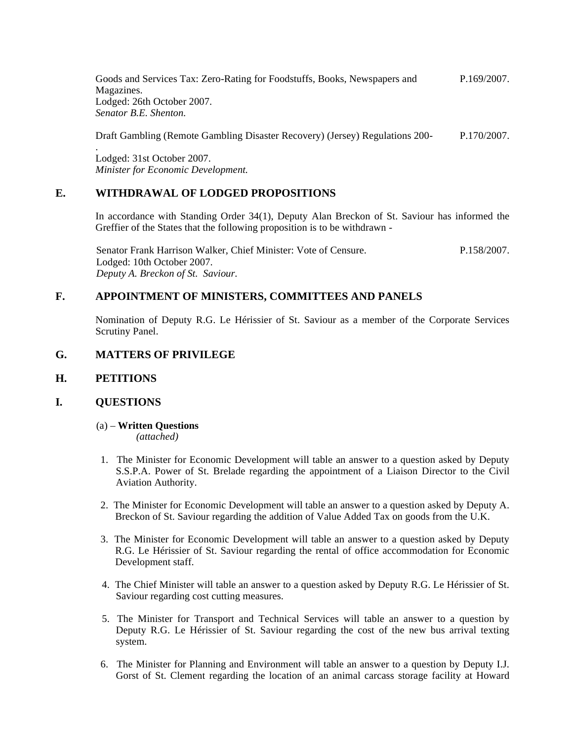Goods and Services Tax: Zero-Rating for Foodstuffs, Books, Newspapers and Magazines. P.169/2007.
Lodged: 26th October 2007.
*Senator B.E. Shenton.*

Draft Gambling (Remote Gambling Disaster Recovery) (Jersey) Regulations 200-. P.170/2007.
Lodged: 31st October 2007.
*Minister for Economic Development.*

## E. WITHDRAWAL OF LODGED PROPOSITIONS

In accordance with Standing Order 34(1), Deputy Alan Breckon of St. Saviour has informed the Greffier of the States that the following proposition is to be withdrawn -

Senator Frank Harrison Walker, Chief Minister: Vote of Censure. P.158/2007.
Lodged: 10th October 2007.
*Deputy A. Breckon of St. Saviour.*

## F. APPOINTMENT OF MINISTERS, COMMITTEES AND PANELS

Nomination of Deputy R.G. Le Hérissier of St. Saviour as a member of the Corporate Services Scrutiny Panel.

## G. MATTERS OF PRIVILEGE

## H. PETITIONS

## I. QUESTIONS

(a) – **Written Questions**
*(attached)*

1. The Minister for Economic Development will table an answer to a question asked by Deputy S.S.P.A. Power of St. Brelade regarding the appointment of a Liaison Director to the Civil Aviation Authority.

2. The Minister for Economic Development will table an answer to a question asked by Deputy A. Breckon of St. Saviour regarding the addition of Value Added Tax on goods from the U.K.

3. The Minister for Economic Development will table an answer to a question asked by Deputy R.G. Le Hérissier of St. Saviour regarding the rental of office accommodation for Economic Development staff.

4. The Chief Minister will table an answer to a question asked by Deputy R.G. Le Hérissier of St. Saviour regarding cost cutting measures.

5. The Minister for Transport and Technical Services will table an answer to a question by Deputy R.G. Le Hérissier of St. Saviour regarding the cost of the new bus arrival texting system.

6. The Minister for Planning and Environment will table an answer to a question by Deputy I.J. Gorst of St. Clement regarding the location of an animal carcass storage facility at Howard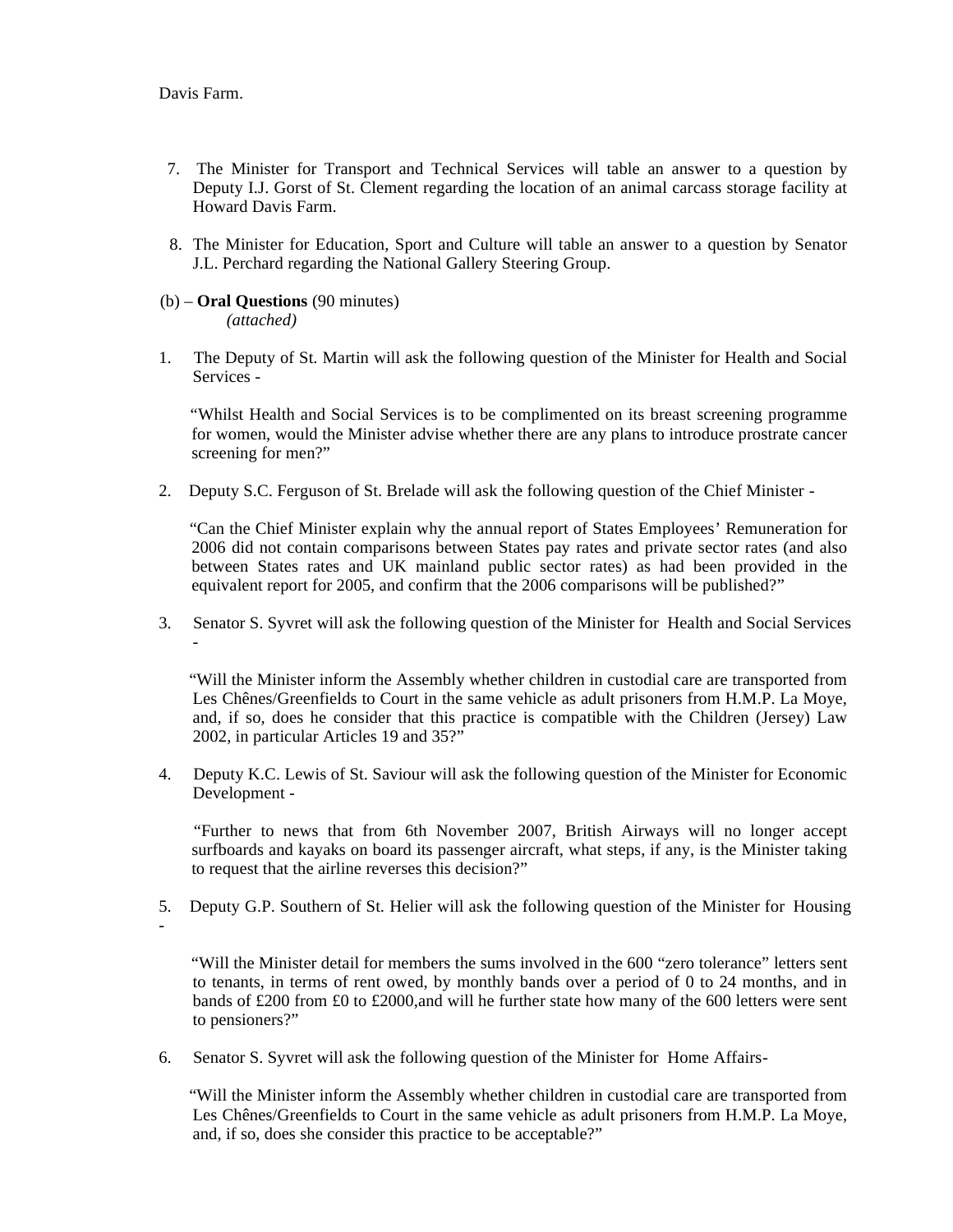Davis Farm.

7. The Minister for Transport and Technical Services will table an answer to a question by Deputy I.J. Gorst of St. Clement regarding the location of an animal carcass storage facility at Howard Davis Farm.

8. The Minister for Education, Sport and Culture will table an answer to a question by Senator J.L. Perchard regarding the National Gallery Steering Group.

(b) – **Oral Questions** (90 minutes)
*(attached)*

1. The Deputy of St. Martin will ask the following question of the Minister for Health and Social Services -

   "Whilst Health and Social Services is to be complimented on its breast screening programme for women, would the Minister advise whether there are any plans to introduce prostrate cancer screening for men?"

2. Deputy S.C. Ferguson of St. Brelade will ask the following question of the Chief Minister -

   "Can the Chief Minister explain why the annual report of States Employees' Remuneration for 2006 did not contain comparisons between States pay rates and private sector rates (and also between States rates and UK mainland public sector rates) as had been provided in the equivalent report for 2005, and confirm that the 2006 comparisons will be published?"

3. Senator S. Syvret will ask the following question of the Minister for Health and Social Services -

   "Will the Minister inform the Assembly whether children in custodial care are transported from Les Chênes/Greenfields to Court in the same vehicle as adult prisoners from H.M.P. La Moye, and, if so, does he consider that this practice is compatible with the Children (Jersey) Law 2002, in particular Articles 19 and 35?"

4. Deputy K.C. Lewis of St. Saviour will ask the following question of the Minister for Economic Development -

   "Further to news that from 6th November 2007, British Airways will no longer accept surfboards and kayaks on board its passenger aircraft, what steps, if any, is the Minister taking to request that the airline reverses this decision?"

5. Deputy G.P. Southern of St. Helier will ask the following question of the Minister for Housing -

   "Will the Minister detail for members the sums involved in the 600 "zero tolerance" letters sent to tenants, in terms of rent owed, by monthly bands over a period of 0 to 24 months, and in bands of £200 from £0 to £2000,and will he further state how many of the 600 letters were sent to pensioners?"

6. Senator S. Syvret will ask the following question of the Minister for Home Affairs-

   "Will the Minister inform the Assembly whether children in custodial care are transported from Les Chênes/Greenfields to Court in the same vehicle as adult prisoners from H.M.P. La Moye, and, if so, does she consider this practice to be acceptable?"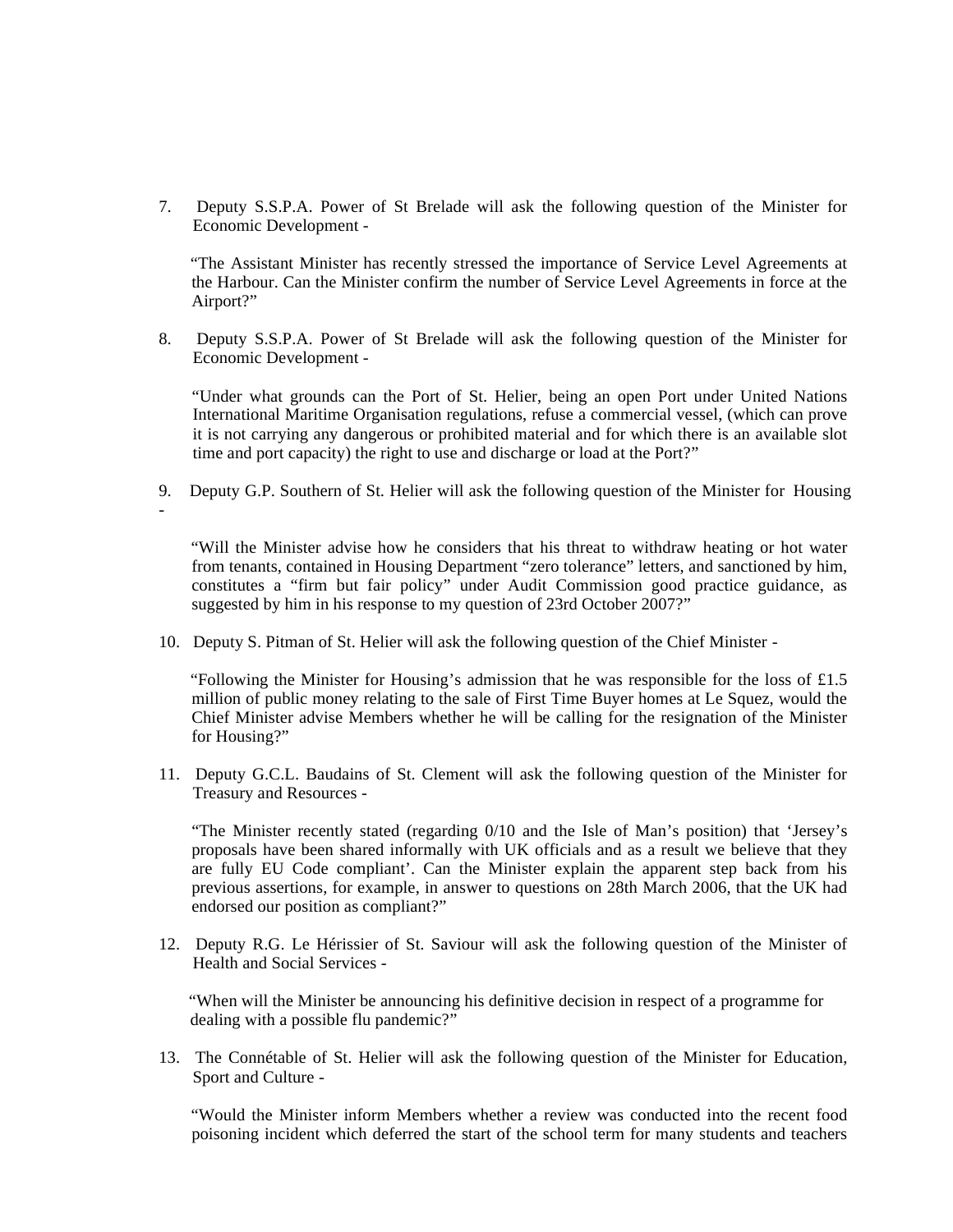7. Deputy S.S.P.A. Power of St Brelade will ask the following question of the Minister for Economic Development -

   "The Assistant Minister has recently stressed the importance of Service Level Agreements at the Harbour. Can the Minister confirm the number of Service Level Agreements in force at the Airport?"

8. Deputy S.S.P.A. Power of St Brelade will ask the following question of the Minister for Economic Development -

   "Under what grounds can the Port of St. Helier, being an open Port under United Nations International Maritime Organisation regulations, refuse a commercial vessel, (which can prove it is not carrying any dangerous or prohibited material and for which there is an available slot time and port capacity) the right to use and discharge or load at the Port?"

9. Deputy G.P. Southern of St. Helier will ask the following question of the Minister for Housing -

   "Will the Minister advise how he considers that his threat to withdraw heating or hot water from tenants, contained in Housing Department "zero tolerance" letters, and sanctioned by him, constitutes a "firm but fair policy" under Audit Commission good practice guidance, as suggested by him in his response to my question of 23rd October 2007?"

10. Deputy S. Pitman of St. Helier will ask the following question of the Chief Minister -

    "Following the Minister for Housing's admission that he was responsible for the loss of £1.5 million of public money relating to the sale of First Time Buyer homes at Le Squez, would the Chief Minister advise Members whether he will be calling for the resignation of the Minister for Housing?"

11. Deputy G.C.L. Baudains of St. Clement will ask the following question of the Minister for Treasury and Resources -

    "The Minister recently stated (regarding 0/10 and the Isle of Man's position) that 'Jersey's proposals have been shared informally with UK officials and as a result we believe that they are fully EU Code compliant'. Can the Minister explain the apparent step back from his previous assertions, for example, in answer to questions on 28th March 2006, that the UK had endorsed our position as compliant?"

12. Deputy R.G. Le Hérissier of St. Saviour will ask the following question of the Minister of Health and Social Services -

    "When will the Minister be announcing his definitive decision in respect of a programme for dealing with a possible flu pandemic?"

13. The Connétable of St. Helier will ask the following question of the Minister for Education, Sport and Culture -

    "Would the Minister inform Members whether a review was conducted into the recent food poisoning incident which deferred the start of the school term for many students and teachers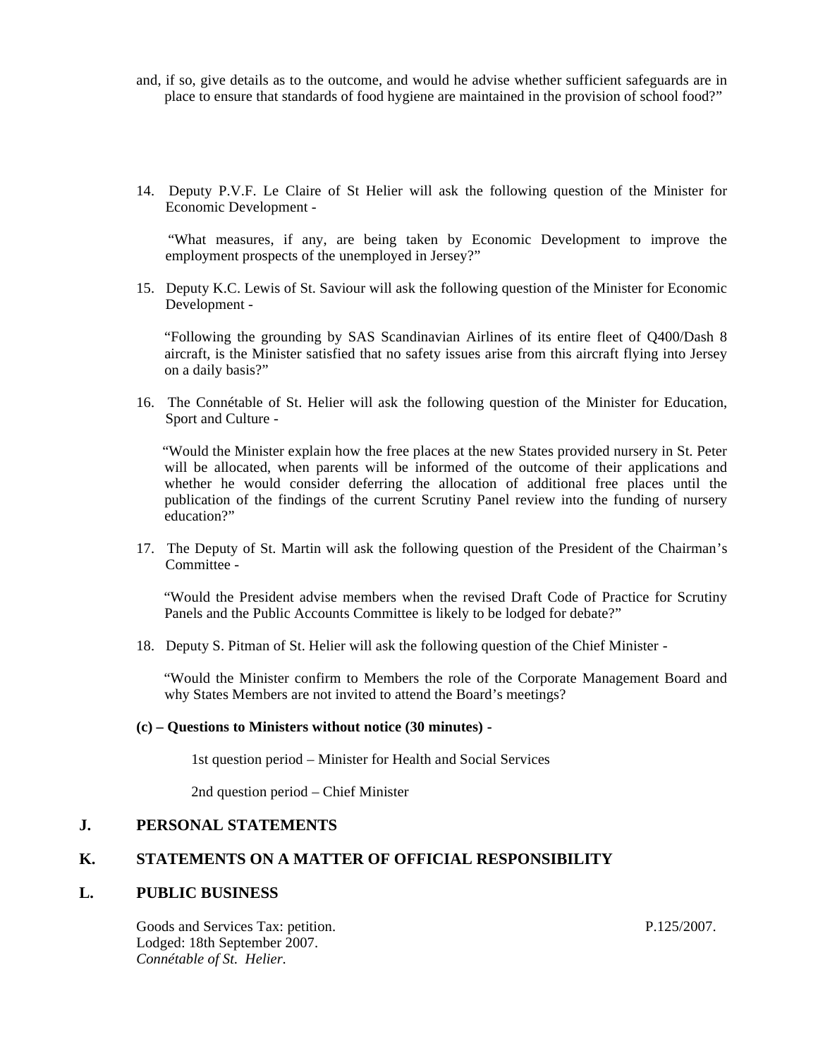and, if so, give details as to the outcome, and would he advise whether sufficient safeguards are in place to ensure that standards of food hygiene are maintained in the provision of school food?"

14. Deputy P.V.F. Le Claire of St Helier will ask the following question of the Minister for Economic Development -

 "What measures, if any, are being taken by Economic Development to improve the employment prospects of the unemployed in Jersey?"

15. Deputy K.C. Lewis of St. Saviour will ask the following question of the Minister for Economic Development -

 "Following the grounding by SAS Scandinavian Airlines of its entire fleet of Q400/Dash 8 aircraft, is the Minister satisfied that no safety issues arise from this aircraft flying into Jersey on a daily basis?"

16. The Connétable of St. Helier will ask the following question of the Minister for Education, Sport and Culture -

 "Would the Minister explain how the free places at the new States provided nursery in St. Peter will be allocated, when parents will be informed of the outcome of their applications and whether he would consider deferring the allocation of additional free places until the publication of the findings of the current Scrutiny Panel review into the funding of nursery education?"

17. The Deputy of St. Martin will ask the following question of the President of the Chairman's Committee -

 "Would the President advise members when the revised Draft Code of Practice for Scrutiny Panels and the Public Accounts Committee is likely to be lodged for debate?"

18. Deputy S. Pitman of St. Helier will ask the following question of the Chief Minister -

 "Would the Minister confirm to Members the role of the Corporate Management Board and why States Members are not invited to attend the Board's meetings?

**(c) – Questions to Ministers without notice (30 minutes) -**

1st question period – Minister for Health and Social Services

2nd question period – Chief Minister

## J. PERSONAL STATEMENTS

## K. STATEMENTS ON A MATTER OF OFFICIAL RESPONSIBILITY

## L. PUBLIC BUSINESS

Goods and Services Tax: petition. P.125/2007.
Lodged: 18th September 2007.
*Connétable of St. Helier.*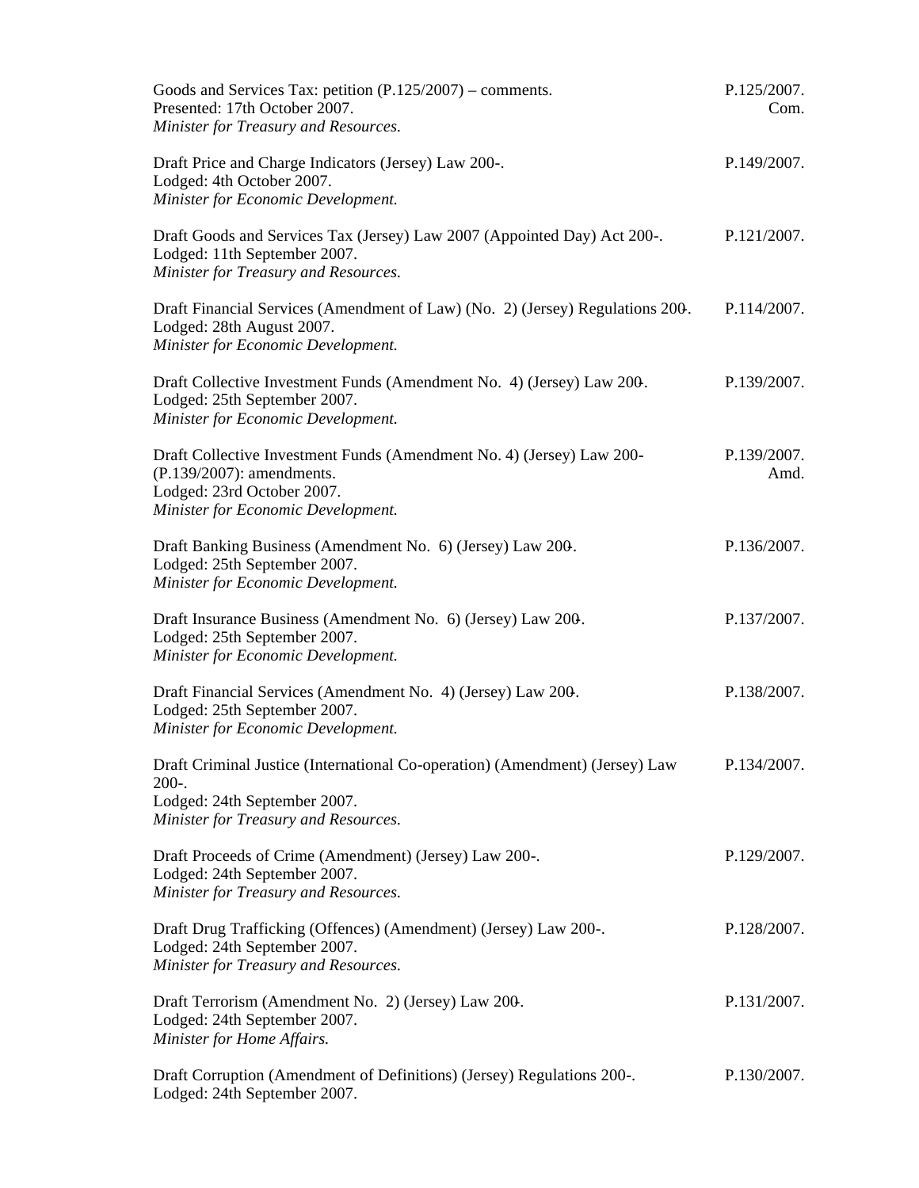Goods and Services Tax: petition (P.125/2007) – comments.
Presented: 17th October 2007.
*Minister for Treasury and Resources.*

P.125/2007. Com.

Draft Price and Charge Indicators (Jersey) Law 200-.
Lodged: 4th October 2007.
*Minister for Economic Development.*

P.149/2007.

Draft Goods and Services Tax (Jersey) Law 2007 (Appointed Day) Act 200-.
Lodged: 11th September 2007.
*Minister for Treasury and Resources.*

P.121/2007.

Draft Financial Services (Amendment of Law) (No. 2) (Jersey) Regulations 200-.
Lodged: 28th August 2007.
*Minister for Economic Development.*

P.114/2007.

Draft Collective Investment Funds (Amendment No. 4) (Jersey) Law 200-.
Lodged: 25th September 2007.
*Minister for Economic Development.*

P.139/2007.

Draft Collective Investment Funds (Amendment No. 4) (Jersey) Law 200- (P.139/2007): amendments.
Lodged: 23rd October 2007.
*Minister for Economic Development.*

P.139/2007. Amd.

Draft Banking Business (Amendment No. 6) (Jersey) Law 200-.
Lodged: 25th September 2007.
*Minister for Economic Development.*

P.136/2007.

Draft Insurance Business (Amendment No. 6) (Jersey) Law 200-.
Lodged: 25th September 2007.
*Minister for Economic Development.*

P.137/2007.

Draft Financial Services (Amendment No. 4) (Jersey) Law 200-.
Lodged: 25th September 2007.
*Minister for Economic Development.*

P.138/2007.

Draft Criminal Justice (International Co-operation) (Amendment) (Jersey) Law 200-.
Lodged: 24th September 2007.
*Minister for Treasury and Resources.*

P.134/2007.

Draft Proceeds of Crime (Amendment) (Jersey) Law 200-.
Lodged: 24th September 2007.
*Minister for Treasury and Resources.*

P.129/2007.

Draft Drug Trafficking (Offences) (Amendment) (Jersey) Law 200-.
Lodged: 24th September 2007.
*Minister for Treasury and Resources.*

P.128/2007.

Draft Terrorism (Amendment No. 2) (Jersey) Law 200-.
Lodged: 24th September 2007.
*Minister for Home Affairs.*

P.131/2007.

Draft Corruption (Amendment of Definitions) (Jersey) Regulations 200-.
Lodged: 24th September 2007.

P.130/2007.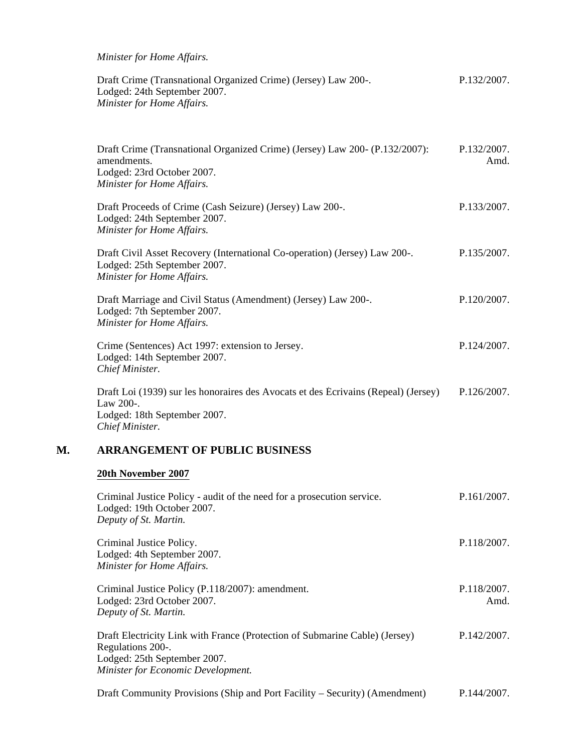*Minister for Home Affairs.*

| | |
|---|---|
| Draft Crime (Transnational Organized Crime) (Jersey) Law 200-.<br>Lodged: 24th September 2007.<br>*Minister for Home Affairs.* | P.132/2007. |
| Draft Crime (Transnational Organized Crime) (Jersey) Law 200- (P.132/2007): amendments.<br>Lodged: 23rd October 2007.<br>*Minister for Home Affairs.* | P.132/2007. Amd. |
| Draft Proceeds of Crime (Cash Seizure) (Jersey) Law 200-.<br>Lodged: 24th September 2007.<br>*Minister for Home Affairs.* | P.133/2007. |
| Draft Civil Asset Recovery (International Co-operation) (Jersey) Law 200-.<br>Lodged: 25th September 2007.<br>*Minister for Home Affairs.* | P.135/2007. |
| Draft Marriage and Civil Status (Amendment) (Jersey) Law 200-.<br>Lodged: 7th September 2007.<br>*Minister for Home Affairs.* | P.120/2007. |
| Crime (Sentences) Act 1997: extension to Jersey.<br>Lodged: 14th September 2007.<br>*Chief Minister.* | P.124/2007. |
| Draft Loi (1939) sur les honoraires des Avocats et des Ėcrivains (Repeal) (Jersey) Law 200-.<br>Lodged: 18th September 2007.<br>*Chief Minister.* | P.126/2007. |

## M. ARRANGEMENT OF PUBLIC BUSINESS

**20th November 2007**

| | |
|---|---|
| Criminal Justice Policy - audit of the need for a prosecution service.<br>Lodged: 19th October 2007.<br>*Deputy of St. Martin.* | P.161/2007. |
| Criminal Justice Policy.<br>Lodged: 4th September 2007.<br>*Minister for Home Affairs.* | P.118/2007. |
| Criminal Justice Policy (P.118/2007): amendment.<br>Lodged: 23rd October 2007.<br>*Deputy of St. Martin.* | P.118/2007. Amd. |
| Draft Electricity Link with France (Protection of Submarine Cable) (Jersey) Regulations 200-.<br>Lodged: 25th September 2007.<br>*Minister for Economic Development.* | P.142/2007. |
| Draft Community Provisions (Ship and Port Facility – Security) (Amendment) | P.144/2007. |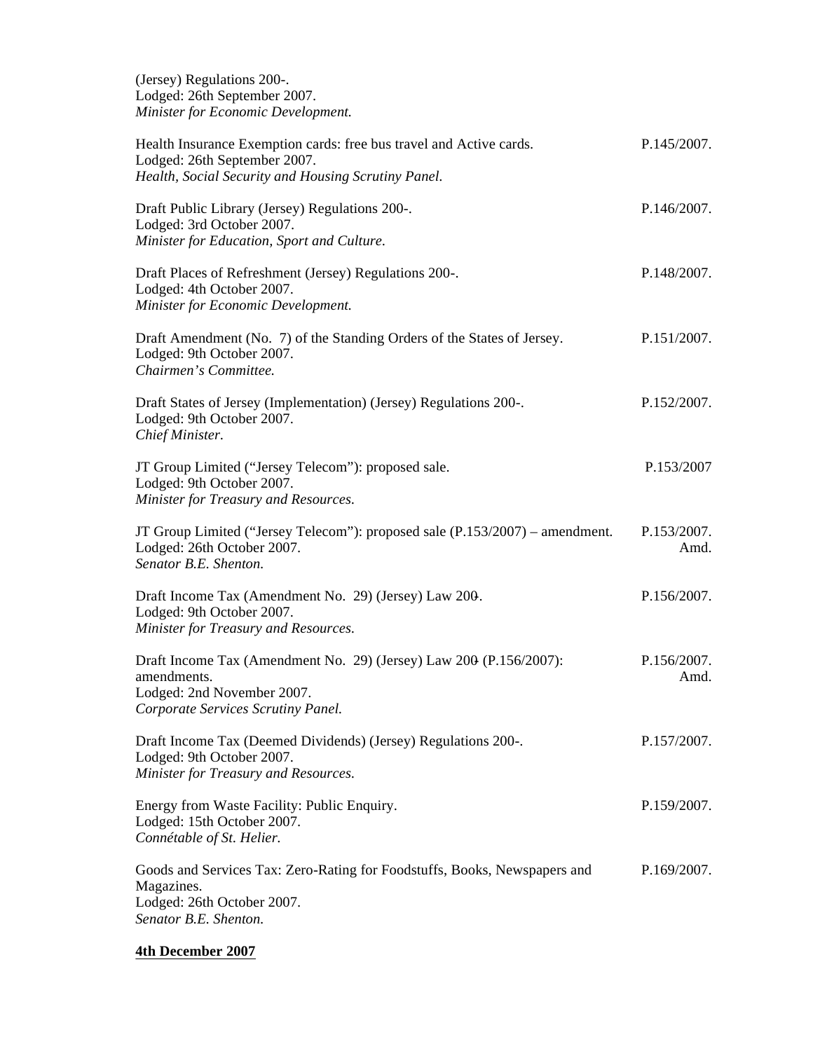(Jersey) Regulations 200-.
Lodged: 26th September 2007.
*Minister for Economic Development.*

Health Insurance Exemption cards: free bus travel and Active cards. P.145/2007.
Lodged: 26th September 2007.
*Health, Social Security and Housing Scrutiny Panel.*

Draft Public Library (Jersey) Regulations 200-. P.146/2007.
Lodged: 3rd October 2007.
*Minister for Education, Sport and Culture.*

Draft Places of Refreshment (Jersey) Regulations 200-. P.148/2007.
Lodged: 4th October 2007.
*Minister for Economic Development.*

Draft Amendment (No. 7) of the Standing Orders of the States of Jersey. P.151/2007.
Lodged: 9th October 2007.
*Chairmen's Committee.*

Draft States of Jersey (Implementation) (Jersey) Regulations 200-. P.152/2007.
Lodged: 9th October 2007.
*Chief Minister.*

JT Group Limited ("Jersey Telecom"): proposed sale. P.153/2007
Lodged: 9th October 2007.
*Minister for Treasury and Resources.*

JT Group Limited ("Jersey Telecom"): proposed sale (P.153/2007) – amendment. P.153/2007. Amd.
Lodged: 26th October 2007.
*Senator B.E. Shenton.*

Draft Income Tax (Amendment No. 29) (Jersey) Law 200-. P.156/2007.
Lodged: 9th October 2007.
*Minister for Treasury and Resources.*

Draft Income Tax (Amendment No. 29) (Jersey) Law 200- (P.156/2007): amendments. P.156/2007. Amd.
Lodged: 2nd November 2007.
*Corporate Services Scrutiny Panel.*

Draft Income Tax (Deemed Dividends) (Jersey) Regulations 200-. P.157/2007.
Lodged: 9th October 2007.
*Minister for Treasury and Resources.*

Energy from Waste Facility: Public Enquiry. P.159/2007.
Lodged: 15th October 2007.
*Connétable of St. Helier.*

Goods and Services Tax: Zero-Rating for Foodstuffs, Books, Newspapers and Magazines. P.169/2007.
Lodged: 26th October 2007.
*Senator B.E. Shenton.*

**4th December 2007**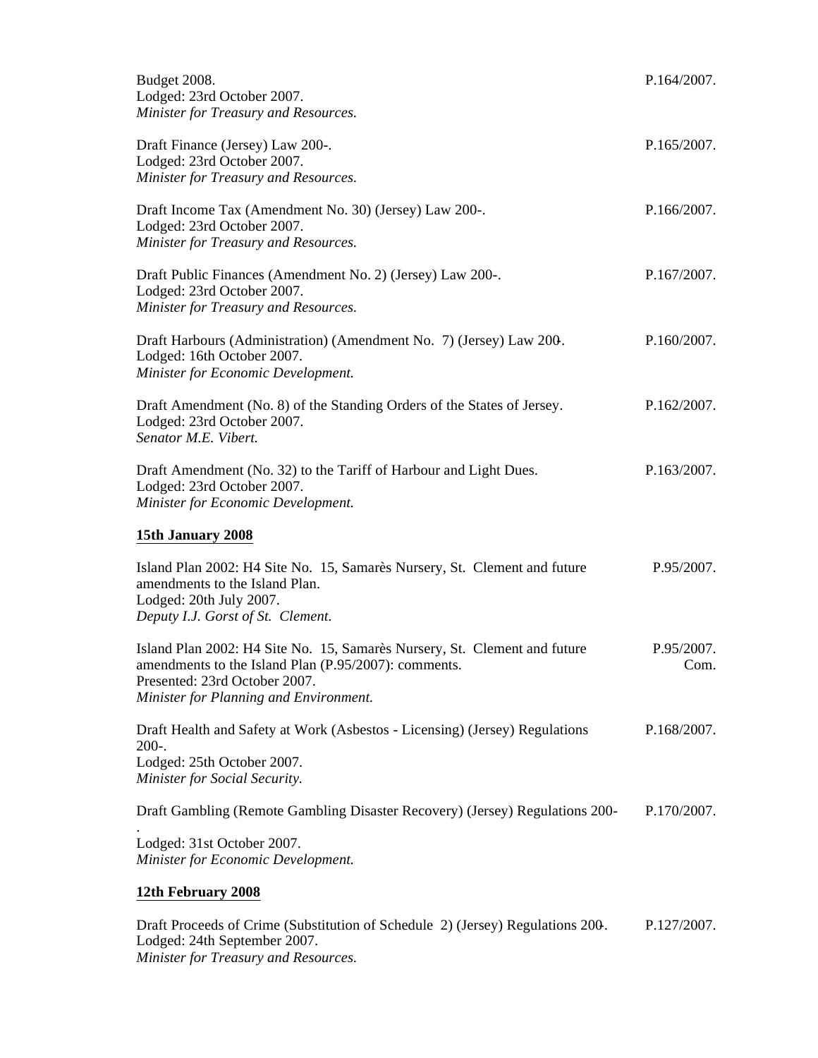Budget 2008. P.164/2007.
Lodged: 23rd October 2007.
*Minister for Treasury and Resources.*

Draft Finance (Jersey) Law 200-. P.165/2007.
Lodged: 23rd October 2007.
*Minister for Treasury and Resources.*

Draft Income Tax (Amendment No. 30) (Jersey) Law 200-. P.166/2007.
Lodged: 23rd October 2007.
*Minister for Treasury and Resources.*

Draft Public Finances (Amendment No. 2) (Jersey) Law 200-. P.167/2007.
Lodged: 23rd October 2007.
*Minister for Treasury and Resources.*

Draft Harbours (Administration) (Amendment No. 7) (Jersey) Law 200-. P.160/2007.
Lodged: 16th October 2007.
*Minister for Economic Development.*

Draft Amendment (No. 8) of the Standing Orders of the States of Jersey. P.162/2007.
Lodged: 23rd October 2007.
*Senator M.E. Vibert.*

Draft Amendment (No. 32) to the Tariff of Harbour and Light Dues. P.163/2007.
Lodged: 23rd October 2007.
*Minister for Economic Development.*

**15th January 2008**

Island Plan 2002: H4 Site No. 15, Samarès Nursery, St. Clement and future amendments to the Island Plan. P.95/2007.
Lodged: 20th July 2007.
*Deputy I.J. Gorst of St. Clement.*

Island Plan 2002: H4 Site No. 15, Samarès Nursery, St. Clement and future amendments to the Island Plan (P.95/2007): comments. P.95/2007. Com.
Presented: 23rd October 2007.
*Minister for Planning and Environment.*

Draft Health and Safety at Work (Asbestos - Licensing) (Jersey) Regulations 200-. P.168/2007.
Lodged: 25th October 2007.
*Minister for Social Security.*

Draft Gambling (Remote Gambling Disaster Recovery) (Jersey) Regulations 200-. P.170/2007.
Lodged: 31st October 2007.
*Minister for Economic Development.*

**12th February 2008**

Draft Proceeds of Crime (Substitution of Schedule 2) (Jersey) Regulations 200-. P.127/2007.
Lodged: 24th September 2007.
*Minister for Treasury and Resources.*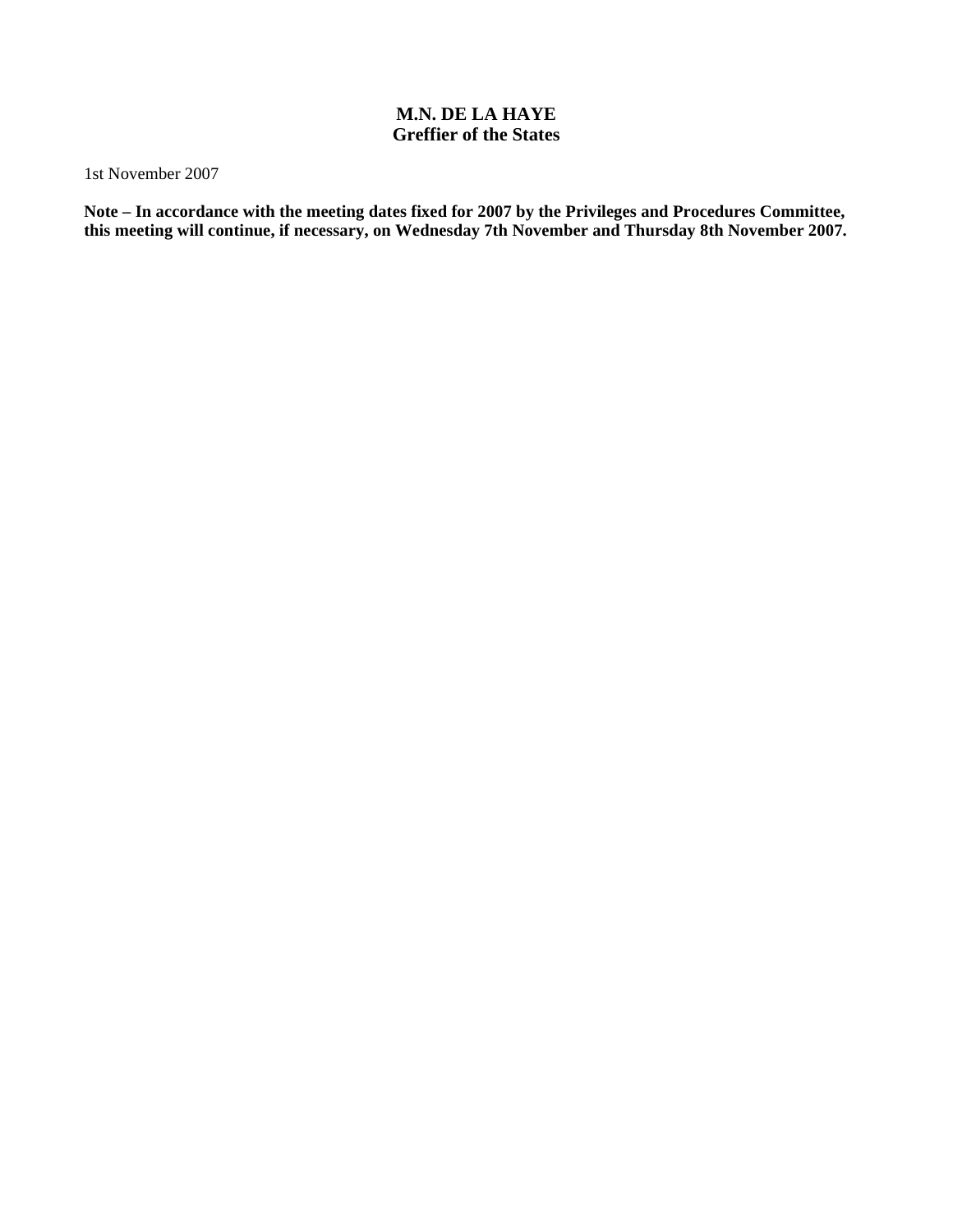**M.N. DE LA HAYE**
**Greffier of the States**

1st November 2007

**Note – In accordance with the meeting dates fixed for 2007 by the Privileges and Procedures Committee, this meeting will continue, if necessary, on Wednesday 7th November and Thursday 8th November 2007.**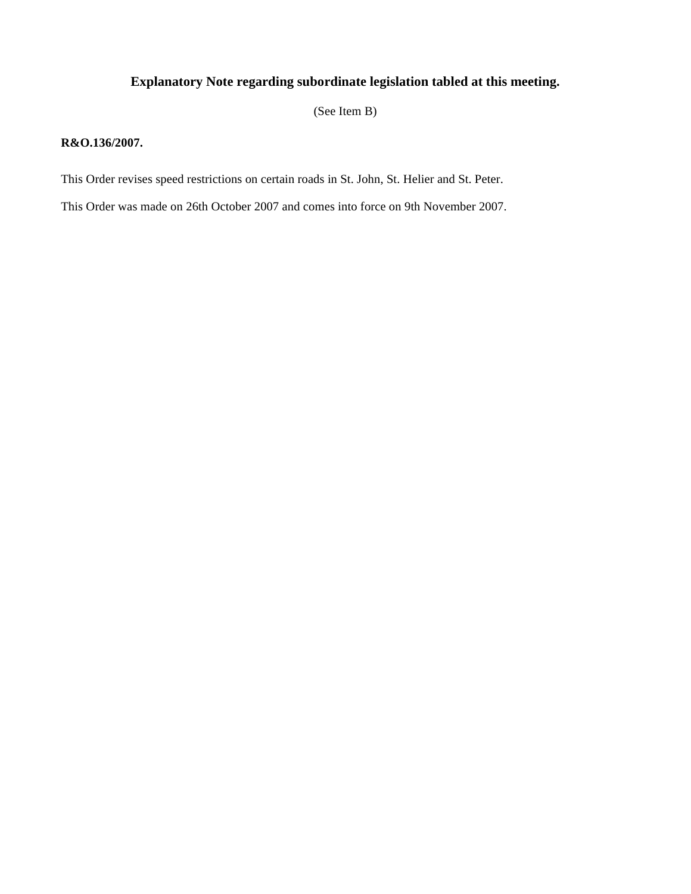## Explanatory Note regarding subordinate legislation tabled at this meeting.

(See Item B)

**R&O.136/2007.**

This Order revises speed restrictions on certain roads in St. John, St. Helier and St. Peter.

This Order was made on 26th October 2007 and comes into force on 9th November 2007.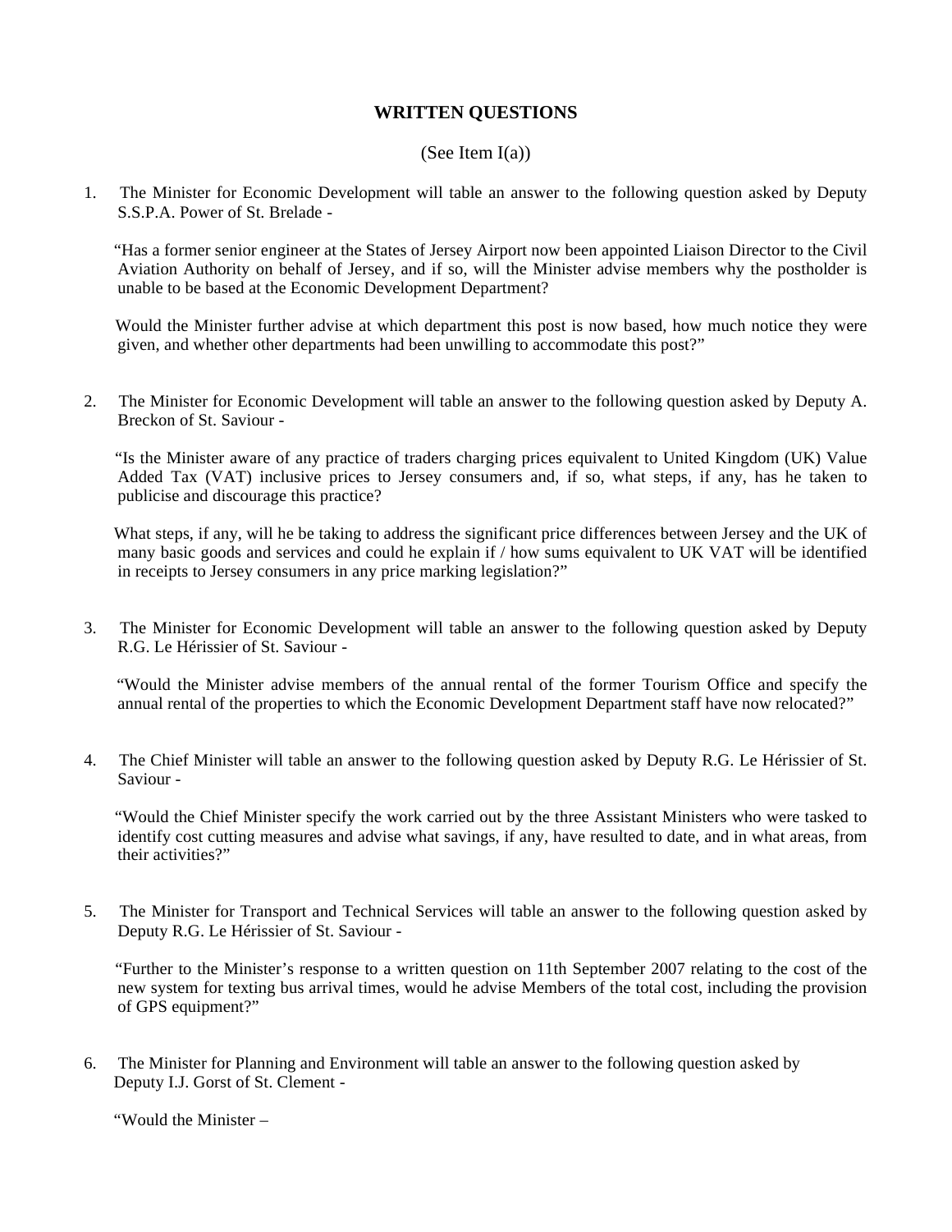# WRITTEN QUESTIONS

(See Item I(a))

1. The Minister for Economic Development will table an answer to the following question asked by Deputy S.S.P.A. Power of St. Brelade -

   "Has a former senior engineer at the States of Jersey Airport now been appointed Liaison Director to the Civil Aviation Authority on behalf of Jersey, and if so, will the Minister advise members why the postholder is unable to be based at the Economic Development Department?

   Would the Minister further advise at which department this post is now based, how much notice they were given, and whether other departments had been unwilling to accommodate this post?"

2. The Minister for Economic Development will table an answer to the following question asked by Deputy A. Breckon of St. Saviour -

   "Is the Minister aware of any practice of traders charging prices equivalent to United Kingdom (UK) Value Added Tax (VAT) inclusive prices to Jersey consumers and, if so, what steps, if any, has he taken to publicise and discourage this practice?

   What steps, if any, will he be taking to address the significant price differences between Jersey and the UK of many basic goods and services and could he explain if / how sums equivalent to UK VAT will be identified in receipts to Jersey consumers in any price marking legislation?"

3. The Minister for Economic Development will table an answer to the following question asked by Deputy R.G. Le Hérissier of St. Saviour -

   "Would the Minister advise members of the annual rental of the former Tourism Office and specify the annual rental of the properties to which the Economic Development Department staff have now relocated?"

4. The Chief Minister will table an answer to the following question asked by Deputy R.G. Le Hérissier of St. Saviour -

   "Would the Chief Minister specify the work carried out by the three Assistant Ministers who were tasked to identify cost cutting measures and advise what savings, if any, have resulted to date, and in what areas, from their activities?"

5. The Minister for Transport and Technical Services will table an answer to the following question asked by Deputy R.G. Le Hérissier of St. Saviour -

   "Further to the Minister's response to a written question on 11th September 2007 relating to the cost of the new system for texting bus arrival times, would he advise Members of the total cost, including the provision of GPS equipment?"

6. The Minister for Planning and Environment will table an answer to the following question asked by Deputy I.J. Gorst of St. Clement -

   "Would the Minister –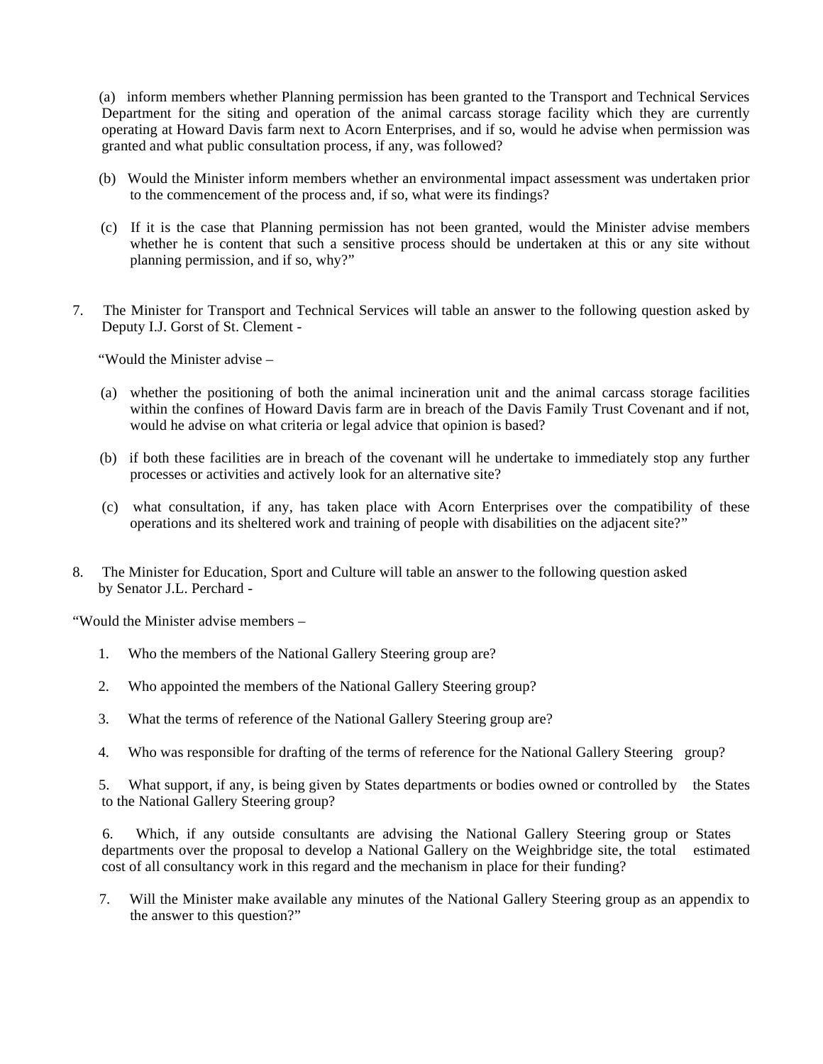(a) inform members whether Planning permission has been granted to the Transport and Technical Services Department for the siting and operation of the animal carcass storage facility which they are currently operating at Howard Davis farm next to Acorn Enterprises, and if so, would he advise when permission was granted and what public consultation process, if any, was followed?

(b) Would the Minister inform members whether an environmental impact assessment was undertaken prior to the commencement of the process and, if so, what were its findings?

(c) If it is the case that Planning permission has not been granted, would the Minister advise members whether he is content that such a sensitive process should be undertaken at this or any site without planning permission, and if so, why?"

7. The Minister for Transport and Technical Services will table an answer to the following question asked by Deputy I.J. Gorst of St. Clement -

"Would the Minister advise –

(a) whether the positioning of both the animal incineration unit and the animal carcass storage facilities within the confines of Howard Davis farm are in breach of the Davis Family Trust Covenant and if not, would he advise on what criteria or legal advice that opinion is based?

(b) if both these facilities are in breach of the covenant will he undertake to immediately stop any further processes or activities and actively look for an alternative site?

(c) what consultation, if any, has taken place with Acorn Enterprises over the compatibility of these operations and its sheltered work and training of people with disabilities on the adjacent site?"

8. The Minister for Education, Sport and Culture will table an answer to the following question asked by Senator J.L. Perchard -

"Would the Minister advise members –

1. Who the members of the National Gallery Steering group are?

2. Who appointed the members of the National Gallery Steering group?

3. What the terms of reference of the National Gallery Steering group are?

4. Who was responsible for drafting of the terms of reference for the National Gallery Steering group?

5. What support, if any, is being given by States departments or bodies owned or controlled by the States to the National Gallery Steering group?

6. Which, if any outside consultants are advising the National Gallery Steering group or States departments over the proposal to develop a National Gallery on the Weighbridge site, the total estimated cost of all consultancy work in this regard and the mechanism in place for their funding?

7. Will the Minister make available any minutes of the National Gallery Steering group as an appendix to the answer to this question?"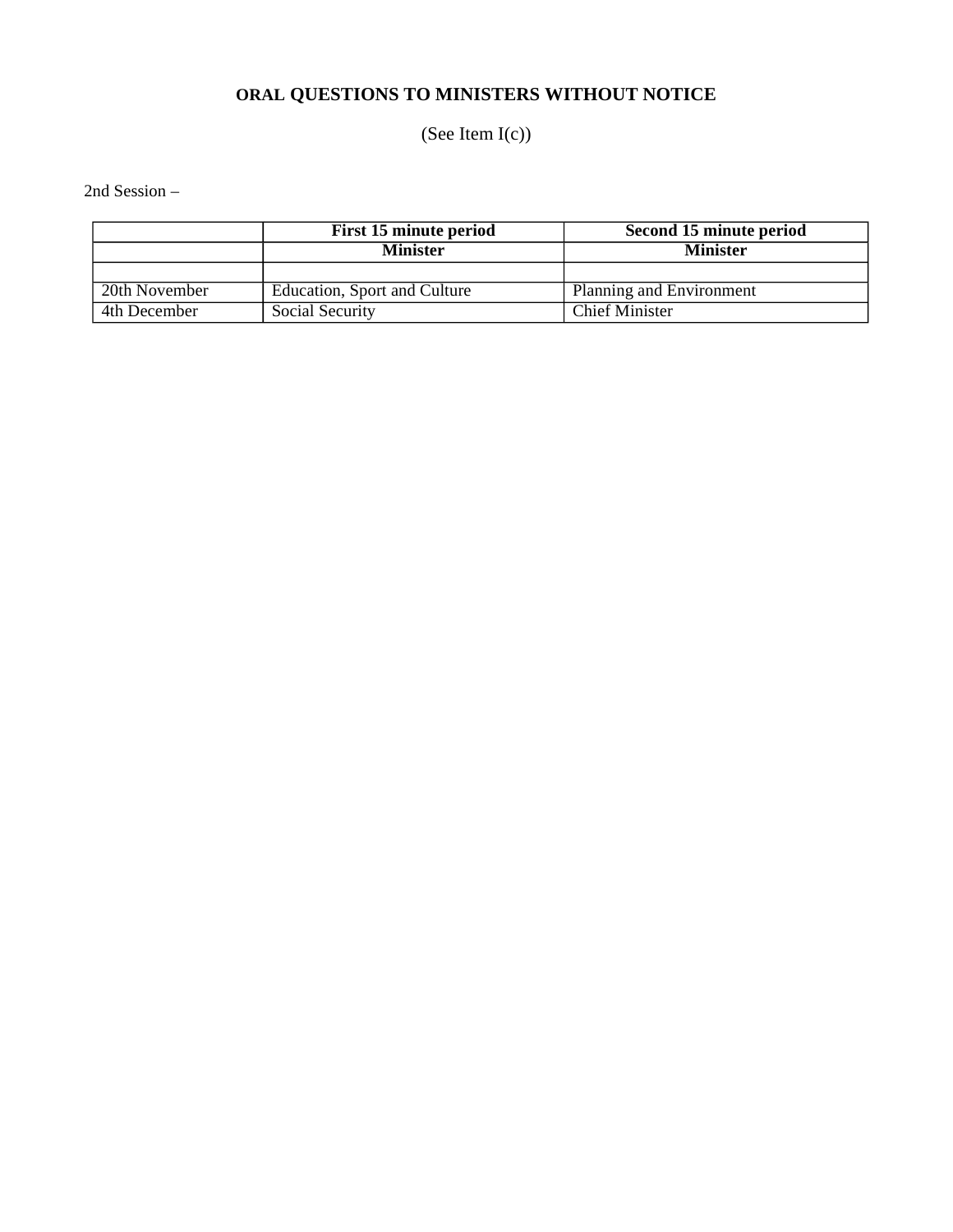**ORAL QUESTIONS TO MINISTERS WITHOUT NOTICE**

(See Item I(c))

2nd Session –

| | First 15 minute period | Second 15 minute period |
|---|---|---|
| | **Minister** | **Minister** |
| | | |
| 20th November | Education, Sport and Culture | Planning and Environment |
| 4th December | Social Security | Chief Minister |